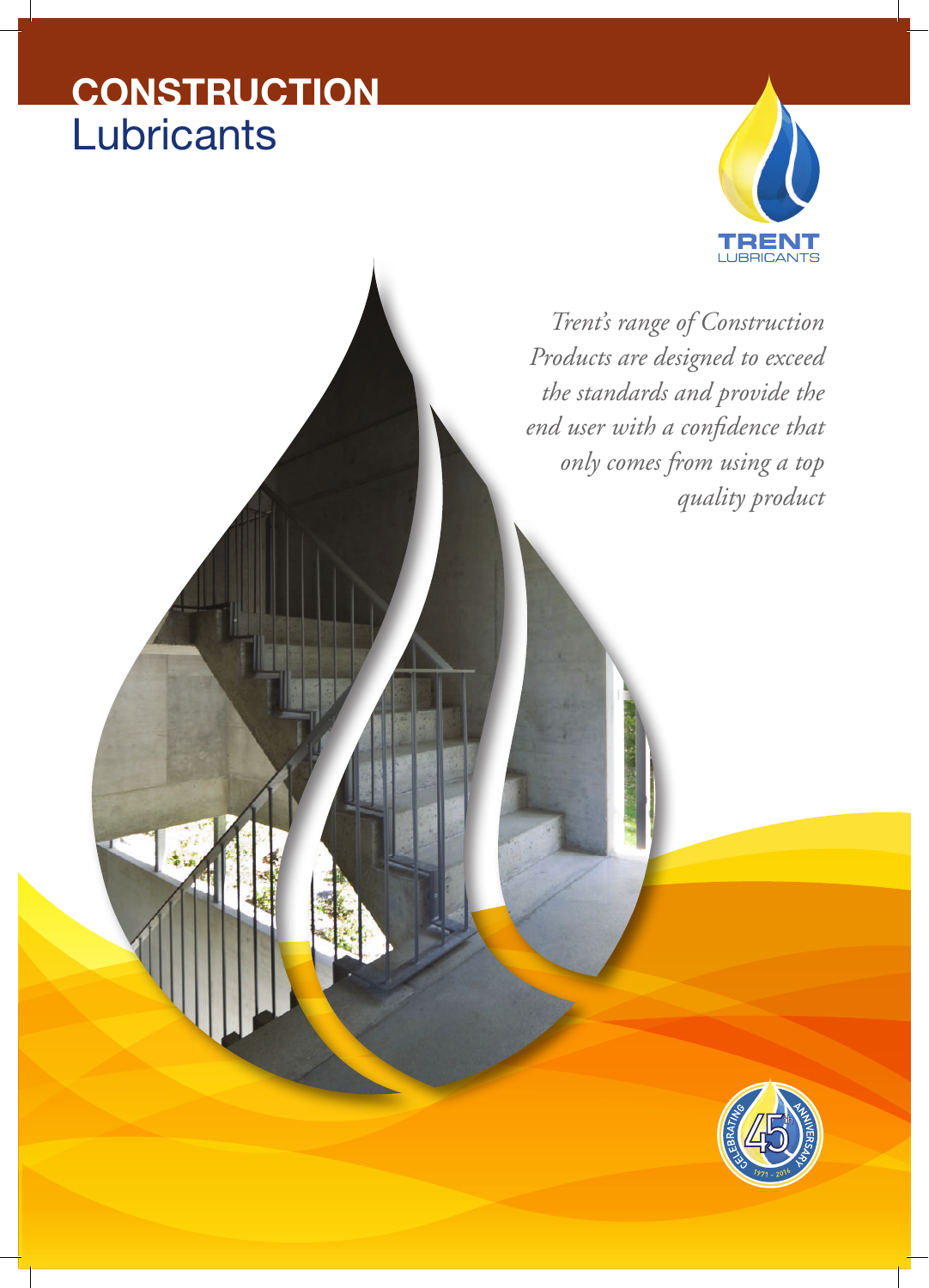# CONSTRUCTION Lubricants

TRENT LUBRICANTS

*Trent's range of Construction Products are designed to exceed the standards and provide the end user with a confidence that only comes from using a top quality product*

CELEBRATING 45th ANNIVERSARY 1971 – 2016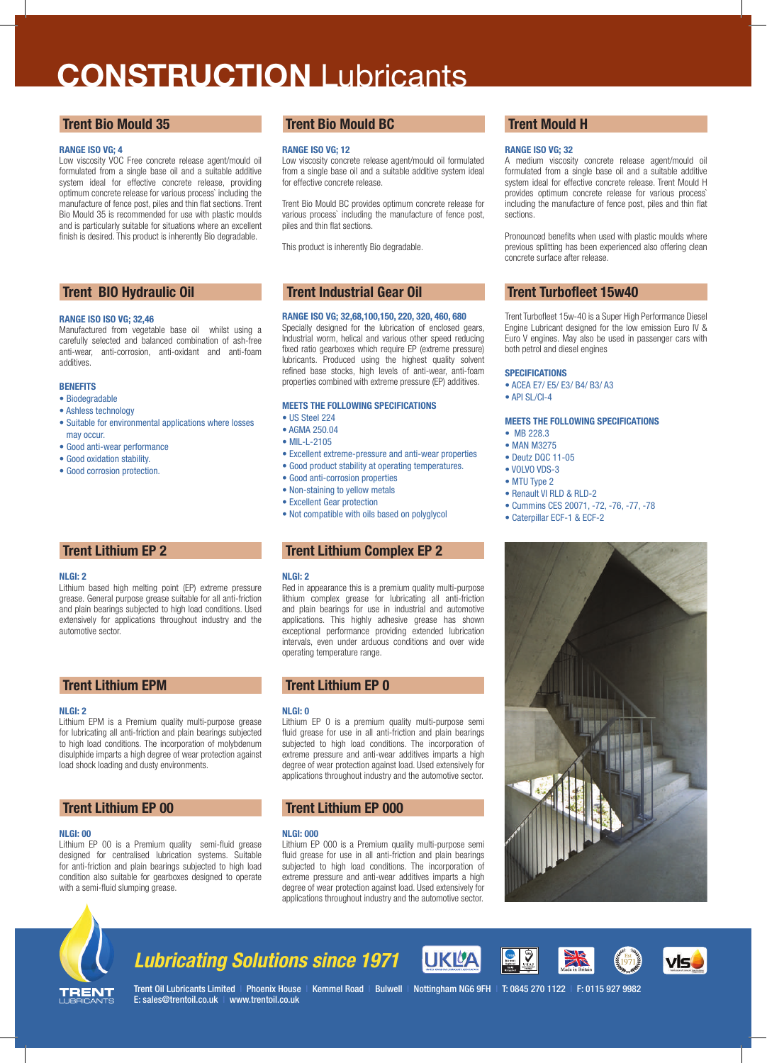# CONSTRUCTION Lubricants

## Trent Bio Mould 35

**RANGE ISO VG; 4**

Low viscosity VOC Free concrete release agent/mould oil formulated from a single base oil and a suitable additive system ideal for effective concrete release, providing optimum concrete release for various process` including the manufacture of fence post, piles and thin flat sections. Trent Bio Mould 35 is recommended for use with plastic moulds and is particularly suitable for situations where an excellent finish is desired. This product is inherently Bio degradable.

## Trent Bio Mould BC

**RANGE ISO VG; 12**

Low viscosity concrete release agent/mould oil formulated from a single base oil and a suitable additive system ideal for effective concrete release.

Trent Bio Mould BC provides optimum concrete release for various process` including the manufacture of fence post, piles and thin flat sections.

This product is inherently Bio degradable.

## Trent Mould H

**RANGE ISO VG; 32**

A medium viscosity concrete release agent/mould oil formulated from a single base oil and a suitable additive system ideal for effective concrete release. Trent Mould H provides optimum concrete release for various process` including the manufacture of fence post, piles and thin flat sections.

Pronounced benefits when used with plastic moulds where previous splitting has been experienced also offering clean concrete surface after release.

## Trent BIO Hydraulic Oil

**RANGE ISO ISO VG; 32,46**

Manufactured from vegetable base oil whilst using a carefully selected and balanced combination of ash-free anti-wear, anti-corrosion, anti-oxidant and anti-foam additives.

**BENEFITS**

- Biodegradable
- Ashless technology
- Suitable for environmental applications where losses may occur.
- Good anti-wear performance
- Good oxidation stability.
- Good corrosion protection.

## Trent Industrial Gear Oil

**RANGE ISO VG; 32,68,100,150, 220, 320, 460, 680**

Specially designed for the lubrication of enclosed gears, Industrial worm, helical and various other speed reducing fixed ratio gearboxes which require EP (extreme pressure) lubricants. Produced using the highest quality solvent refined base stocks, high levels of anti-wear, anti-foam properties combined with extreme pressure (EP) additives.

**MEETS THE FOLLOWING SPECIFICATIONS**

- US Steel 224
- AGMA 250.04
- MIL-L-2105
- Excellent extreme-pressure and anti-wear properties
- Good product stability at operating temperatures.
- Good anti-corrosion properties
- Non-staining to yellow metals
- Excellent Gear protection
- Not compatible with oils based on polyglycol

## Trent Turbofleet 15w40

Trent Turbofleet 15w-40 is a Super High Performance Diesel Engine Lubricant designed for the low emission Euro IV & Euro V engines. May also be used in passenger cars with both petrol and diesel engines

**SPECIFICATIONS**

- ACEA E7/ E5/ E3/ B4/ B3/ A3
- API SL/CI-4

**MEETS THE FOLLOWING SPECIFICATIONS**

- MB 228.3
- MAN M3275
- Deutz DQC 11-05
- VOLVO VDS-3
- MTU Type 2
- Renault VI RLD & RLD-2
- Cummins CES 20071, -72, -76, -77, -78
- Caterpillar ECF-1 & ECF-2

## Trent Lithium EP 2

**NLGI: 2**

Lithium based high melting point (EP) extreme pressure grease. General purpose grease suitable for all anti-friction and plain bearings subjected to high load conditions. Used extensively for applications throughout industry and the automotive sector.

## Trent Lithium Complex EP 2

**NLGI: 2**

Red in appearance this is a premium quality multi-purpose lithium complex grease for lubricating all anti-friction and plain bearings for use in industrial and automotive applications. This highly adhesive grease has shown exceptional performance providing extended lubrication intervals, even under arduous conditions and over wide operating temperature range.

## Trent Lithium EPM

**NLGI: 2**

Lithium EPM is a Premium quality multi-purpose grease for lubricating all anti-friction and plain bearings subjected to high load conditions. The incorporation of molybdenum disulphide imparts a high degree of wear protection against load shock loading and dusty environments.

## Trent Lithium EP 0

**NLGI: 0**

Lithium EP 0 is a premium quality multi-purpose semi fluid grease for use in all anti-friction and plain bearings subjected to high load conditions. The incorporation of extreme pressure and anti-wear additives imparts a high degree of wear protection against load. Used extensively for applications throughout industry and the automotive sector.

## Trent Lithium EP 00

**NLGI: 00**

Lithium EP 00 is a Premium quality semi-fluid grease designed for centralised lubrication systems. Suitable for anti-friction and plain bearings subjected to high load condition also suitable for gearboxes designed to operate with a semi-fluid slumping grease.

## Trent Lithium EP 000

**NLGI: 000**

Lithium EP 000 is a Premium quality multi-purpose semi fluid grease for use in all anti-friction and plain bearings subjected to high load conditions. The incorporation of extreme pressure and anti-wear additives imparts a high degree of wear protection against load. Used extensively for applications throughout industry and the automotive sector.

*Lubricating Solutions since 1971*

Trent Oil Lubricants Limited | Phoenix House | Kemmel Road | Bulwell | Nottingham NG6 9FH | T: 0845 270 1122 | F: 0115 927 9982
E: sales@trentoil.co.uk | www.trentoil.co.uk